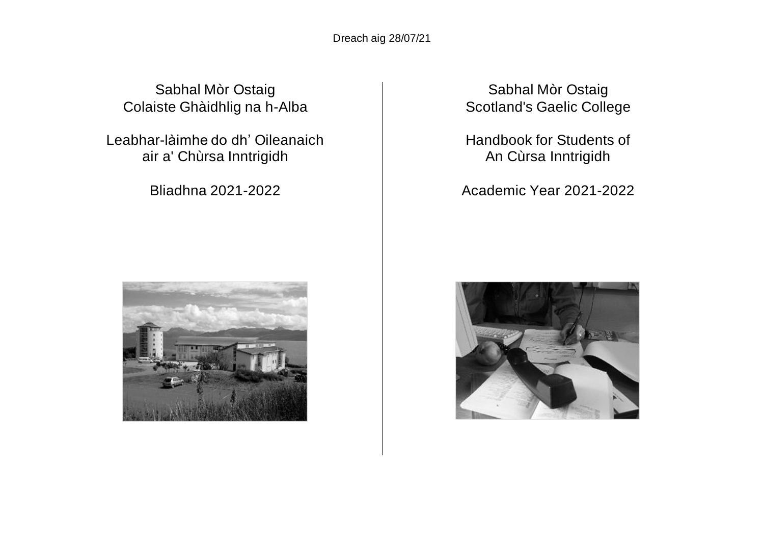Dreach aig 28/07/21

# Sabhal Mòr Ostaig
## Colaiste Ghàidhlig na h-Alba

## Leabhar-làimhe do dh' Oileanaich air a' Chùrsa Inntrigidh

## Bliadhna 2021-2022

# Sabhal Mòr Ostaig
## Scotland's Gaelic College

## Handbook for Students of An Cùrsa Inntrigidh

## Academic Year 2021-2022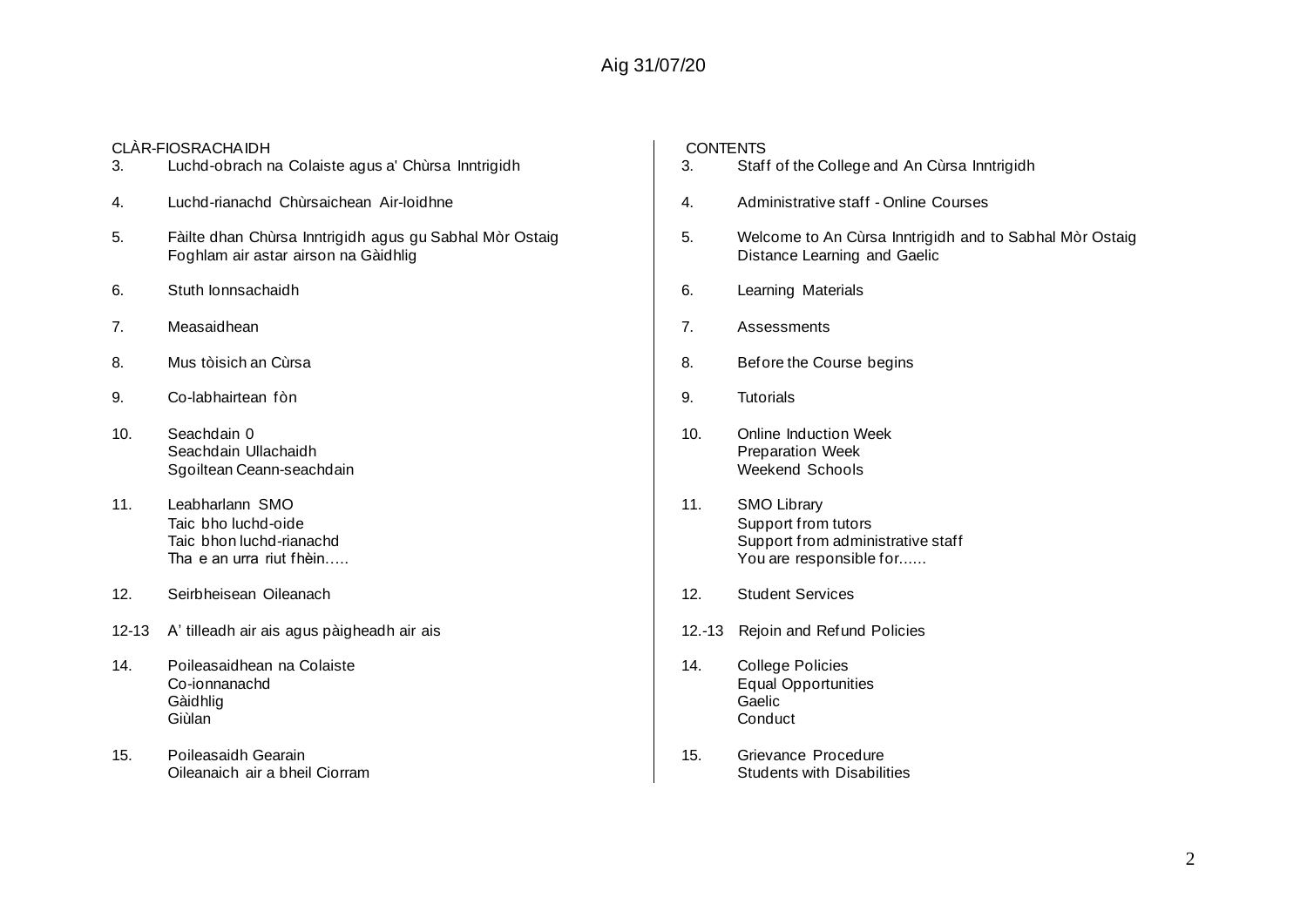Aig 31/07/20

## CLÀR-FIOSRACHAIDH

3. Luchd-obrach na Colaiste agus a' Chùrsa Inntrigidh
4. Luchd-rianachd Chùrsaichean Air-loidhne
5. Fàilte dhan Chùrsa Inntrigidh agus gu Sabhal Mòr Ostaig
   Foghlam air astar airson na Gàidhlig
6. Stuth Ionnsachaidh
7. Measaidhean
8. Mus tòisich an Cùrsa
9. Co-labhairtean fòn
10. Seachdain 0
    Seachdain Ullachaidh
    Sgoiltean Ceann-seachdain
11. Leabharlann SMO
    Taic bho luchd-oide
    Taic bhon luchd-rianachd
    Tha e an urra riut fhèin…..
12. Seirbheisean Oileanach

12-13 A' tilleadh air ais agus pàigheadh air ais

14. Poileasaidhean na Colaiste
    Co-ionnanachd
    Gàidhlig
    Giùlan
15. Poileasaidh Gearain
    Oileanaich air a bheil Ciorram

## CONTENTS

3. Staff of the College and An Cùrsa Inntrigidh
4. Administrative staff - Online Courses
5. Welcome to An Cùrsa Inntrigidh and to Sabhal Mòr Ostaig
   Distance Learning and Gaelic
6. Learning Materials
7. Assessments
8. Before the Course begins
9. Tutorials
10. Online Induction Week
    Preparation Week
    Weekend Schools
11. SMO Library
    Support from tutors
    Support from administrative staff
    You are responsible for......
12. Student Services

12.-13 Rejoin and Refund Policies

14. College Policies
    Equal Opportunities
    Gaelic
    Conduct
15. Grievance Procedure
    Students with Disabilities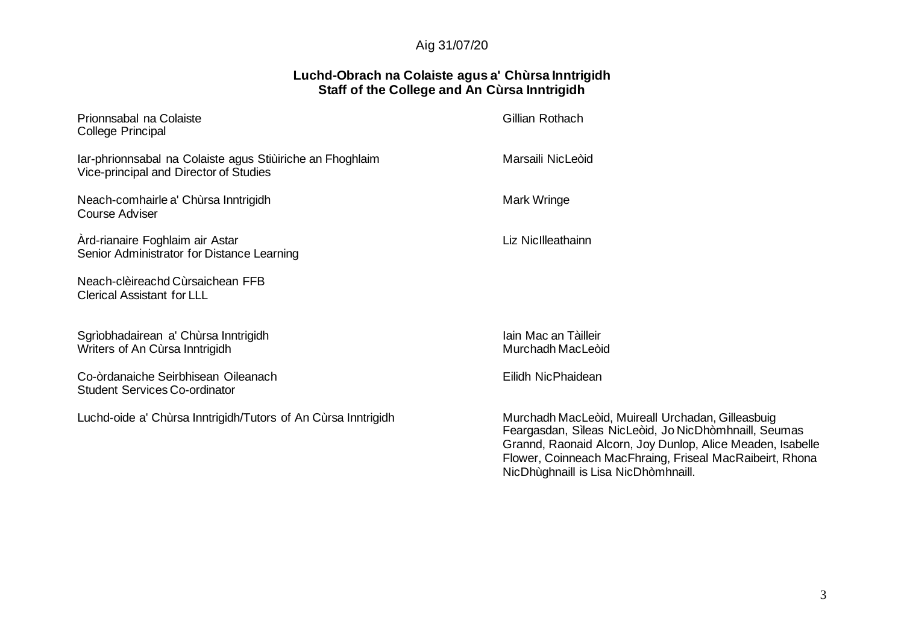Aig 31/07/20

## Luchd-Obrach na Colaiste agus a' Chùrsa Inntrigidh
## Staff of the College and An Cùrsa Inntrigidh

| | |
|---|---|
| Prionnsabal na Colaiste<br>College Principal | Gillian Rothach |
| Iar-phrionnsabal na Colaiste agus Stiùiriche an Fhoghlaim<br>Vice-principal and Director of Studies | Marsaili NicLeòid |
| Neach-comhairle a' Chùrsa Inntrigidh<br>Course Adviser | Mark Wringe |
| Àrd-rianaire Foghlaim air Astar<br>Senior Administrator for Distance Learning | Liz NicIlleathainn |
| Neach-clèireachd Cùrsaichean FFB<br>Clerical Assistant for LLL | |
| Sgrìobhadairean a' Chùrsa Inntrigidh<br>Writers of An Cùrsa Inntrigidh | Iain Mac an Tàilleir<br>Murchadh MacLeòid |
| Co-òrdanaiche Seirbhisean Oileanach<br>Student Services Co-ordinator | Eilidh NicPhaidean |
| Luchd-oide a' Chùrsa Inntrigidh/Tutors of An Cùrsa Inntrigidh | Murchadh MacLeòid, Muireall Urchadan, Gilleasbuig Feargasdan, Sìleas NicLeòid, Jo NicDhòmhnaill, Seumas Grannd, Raonaid Alcorn, Joy Dunlop, Alice Meaden, Isabelle Flower, Coinneach MacFhraing, Friseal MacRaibeirt, Rhona NicDhùghnaill is Lisa NicDhòmhnaill. |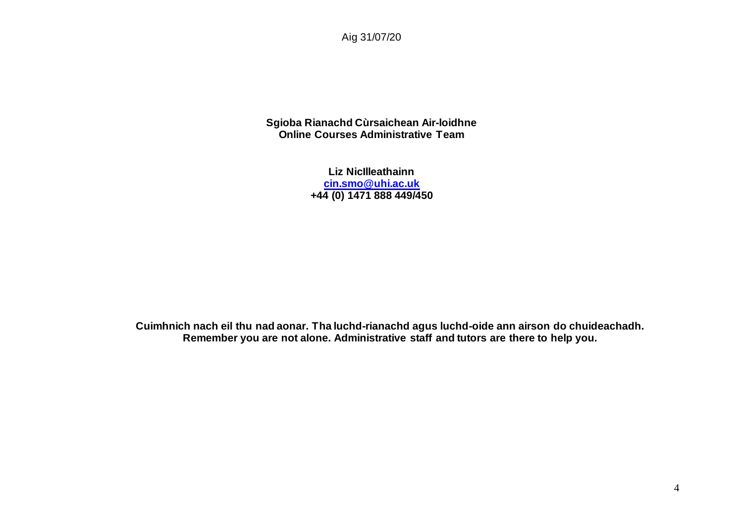Aig 31/07/20

**Sgioba Rianachd Cùrsaichean Air-loidhne**
**Online Courses Administrative Team**

**Liz NicIlleathainn**
**[cin.smo@uhi.ac.uk](mailto:cin.smo@uhi.ac.uk)**
**+44 (0) 1471 888 449/450**

**Cuimhnich nach eil thu nad aonar. Tha luchd-rianachd agus luchd-oide ann airson do chuideachadh.**
**Remember you are not alone. Administrative staff and tutors are there to help you.**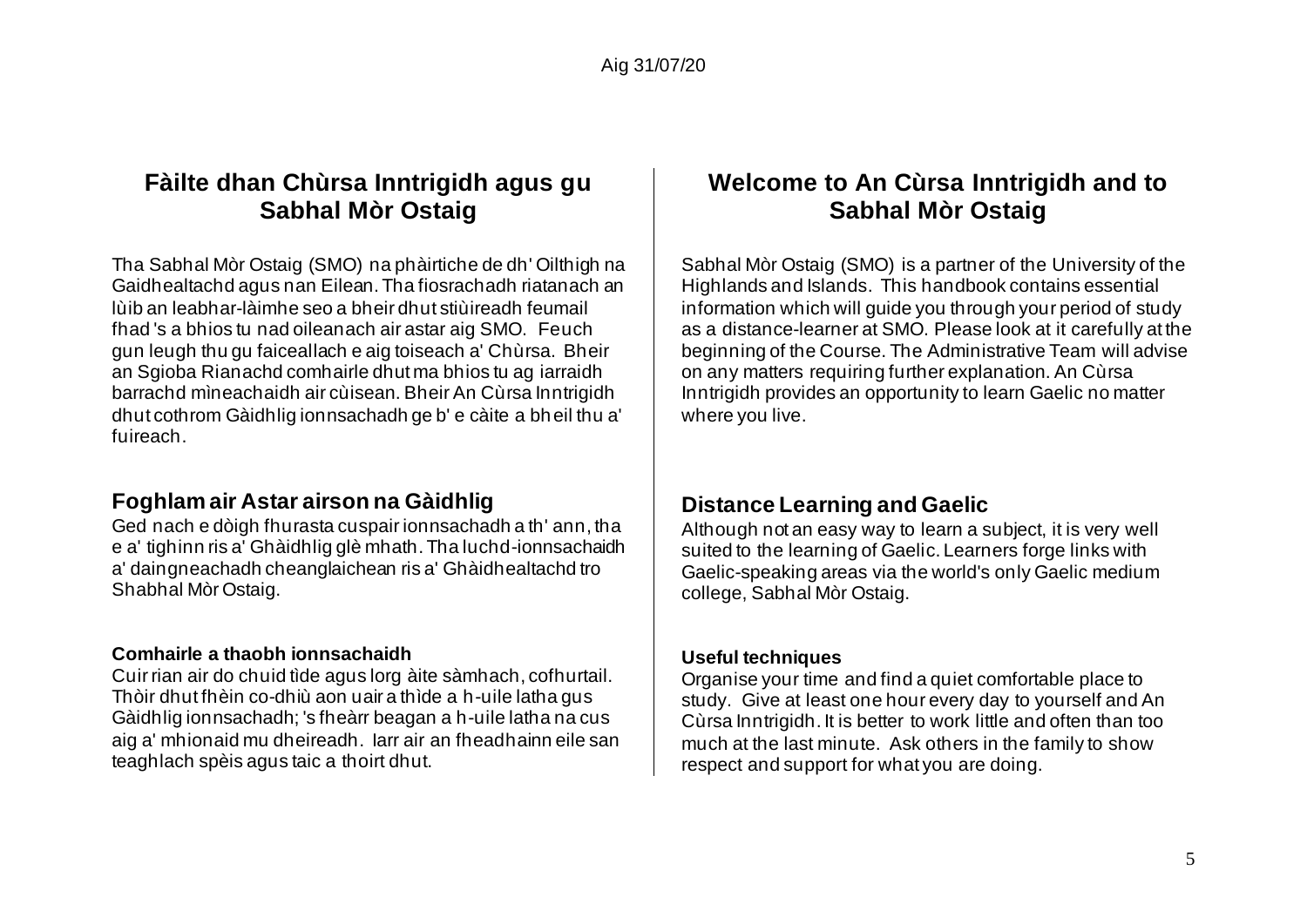Aig 31/07/20

## Fàilte dhan Chùrsa Inntrigidh agus gu Sabhal Mòr Ostaig

Tha Sabhal Mòr Ostaig (SMO) na phàirtiche de dh' Oilthigh na Gaidhealtachd agus nan Eilean. Tha fiosrachadh riatanach an lùib an leabhar-làimhe seo a bheir dhut stiùireadh feumail fhad 's a bhios tu nad oileanach air astar aig SMO. Feuch gun leugh thu gu faiceallach e aig toiseach a' Chùrsa. Bheir an Sgioba Rianachd comhairle dhut ma bhios tu ag iarraidh barrachd mìneachaidh air cùisean. Bheir An Cùrsa Inntrigidh dhut cothrom Gàidhlig ionnsachadh ge b' e càite a bheil thu a' fuireach.

### Foghlam air Astar airson na Gàidhlig

Ged nach e dòigh fhurasta cuspair ionnsachadh a th' ann, tha e a' tighinn ris a' Ghàidhlig glè mhath. Tha luchd-ionnsachaidh a' daingneachadh cheanglaichean ris a' Ghàidhealtachd tro Shabhal Mòr Ostaig.

#### Comhairle a thaobh ionnsachaidh

Cuir rian air do chuid tìde agus lorg àite sàmhach, cofhurtail. Thòir dhut fhèin co-dhiù aon uair a thìde a h-uile latha gus Gàidhlig ionnsachadh; 's fheàrr beagan a h-uile latha na cus aig a' mhionaid mu dheireadh. Iarr air an fheadhainn eile san teaghlach spèis agus taic a thoirt dhut.

## Welcome to An Cùrsa Inntrigidh and to Sabhal Mòr Ostaig

Sabhal Mòr Ostaig (SMO) is a partner of the University of the Highlands and Islands. This handbook contains essential information which will guide you through your period of study as a distance-learner at SMO. Please look at it carefully at the beginning of the Course. The Administrative Team will advise on any matters requiring further explanation. An Cùrsa Inntrigidh provides an opportunity to learn Gaelic no matter where you live.

### Distance Learning and Gaelic

Although not an easy way to learn a subject, it is very well suited to the learning of Gaelic. Learners forge links with Gaelic-speaking areas via the world's only Gaelic medium college, Sabhal Mòr Ostaig.

#### Useful techniques

Organise your time and find a quiet comfortable place to study. Give at least one hour every day to yourself and An Cùrsa Inntrigidh. It is better to work little and often than too much at the last minute. Ask others in the family to show respect and support for what you are doing.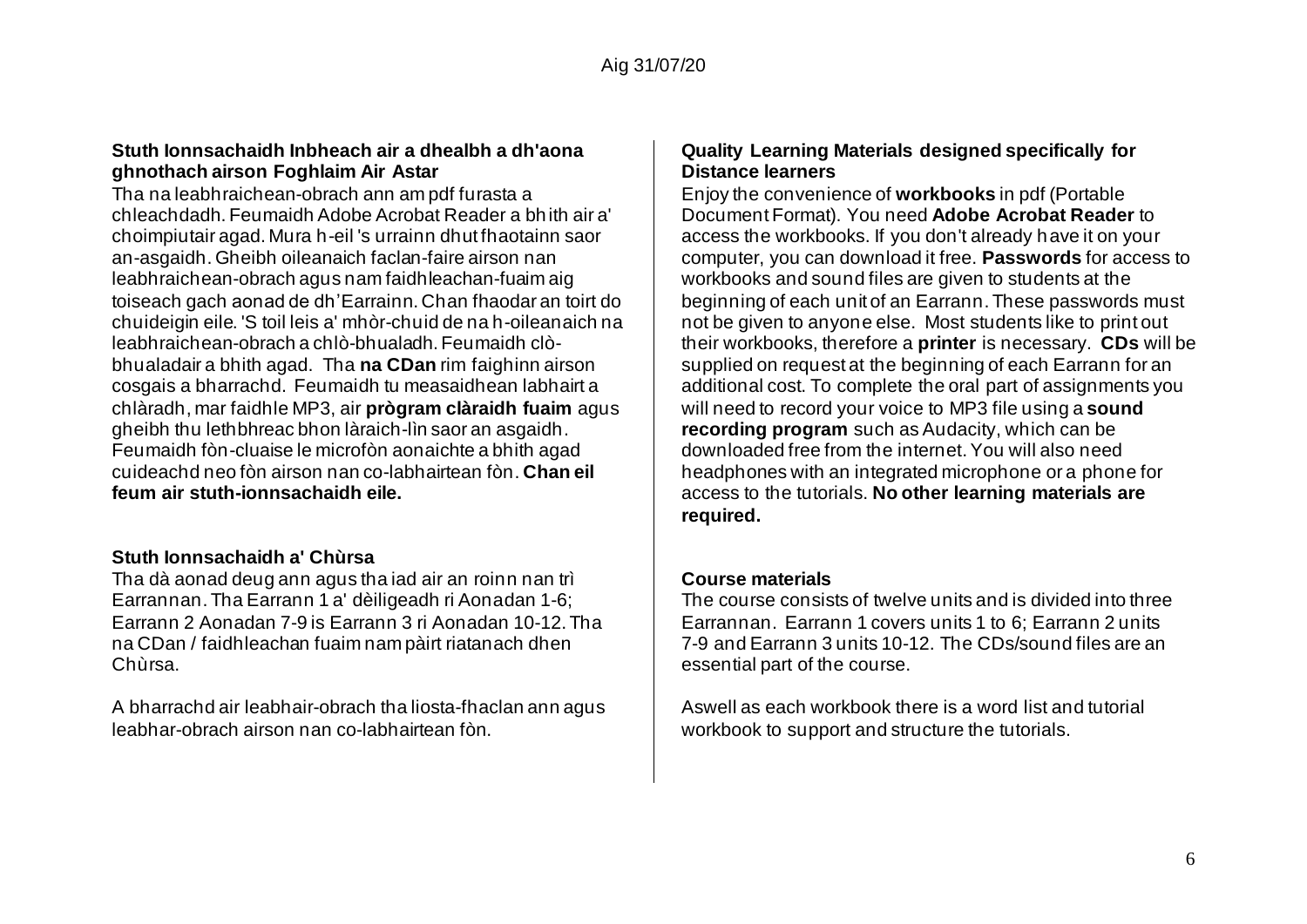Aig 31/07/20

**Stuth Ionnsachaidh Inbheach air a dhealbh a dh'aona ghnothach airson Foghlaim Air Astar**

Tha na leabhraichean-obrach ann am pdf furasta a chleachdadh. Feumaidh Adobe Acrobat Reader a bhith air a' choimpiutair agad. Mura h-eil 's urrainn dhut fhaotainn saor an-asgaidh. Gheibh oileanaich faclan-faire airson nan leabhraichean-obrach agus nam faidhleachan-fuaim aig toiseach gach aonad de dh'Earrainn. Chan fhaodar an toirt do chuideigin eile. 'S toil leis a' mhòr-chuid de na h-oileanaich na leabhraichean-obrach a chlò-bhualadh. Feumaidh clò-bhualadair a bhith agad. Tha **na CDan** rim faighinn airson cosgais a bharrachd. Feumaidh tu measaidhean labhairt a chlàradh, mar faidhle MP3, air **prògram clàraidh fuaim** agus gheibh thu lethbhreac bhon làraich-lìn saor an asgaidh. Feumaidh fòn-cluaise le microfòn aonaichte a bhith agad cuideachd neo fòn airson nan co-labhairtean fòn. **Chan eil feum air stuth-ionnsachaidh eile.**

**Stuth Ionnsachaidh a' Chùrsa**

Tha dà aonad deug ann agus tha iad air an roinn nan trì Earrannan. Tha Earrann 1 a' dèiligeadh ri Aonadan 1-6; Earrann 2 Aonadan 7-9 is Earrann 3 ri Aonadan 10-12. Tha na CDan / faidhleachan fuaim nam pàirt riatanach dhen Chùrsa.

A bharrachd air leabhair-obrach tha liosta-fhaclan ann agus leabhar-obrach airson nan co-labhairtean fòn.

**Quality Learning Materials designed specifically for Distance learners**

Enjoy the convenience of **workbooks** in pdf (Portable Document Format). You need **Adobe Acrobat Reader** to access the workbooks. If you don't already have it on your computer, you can download it free. **Passwords** for access to workbooks and sound files are given to students at the beginning of each unit of an Earrann. These passwords must not be given to anyone else. Most students like to print out their workbooks, therefore a **printer** is necessary. **CDs** will be supplied on request at the beginning of each Earrann for an additional cost. To complete the oral part of assignments you will need to record your voice to MP3 file using a **sound recording program** such as Audacity, which can be downloaded free from the internet. You will also need headphones with an integrated microphone or a phone for access to the tutorials. **No other learning materials are required.**

**Course materials**

The course consists of twelve units and is divided into three Earrannan. Earrann 1 covers units 1 to 6; Earrann 2 units 7-9 and Earrann 3 units 10-12. The CDs/sound files are an essential part of the course.

Aswell as each workbook there is a word list and tutorial workbook to support and structure the tutorials.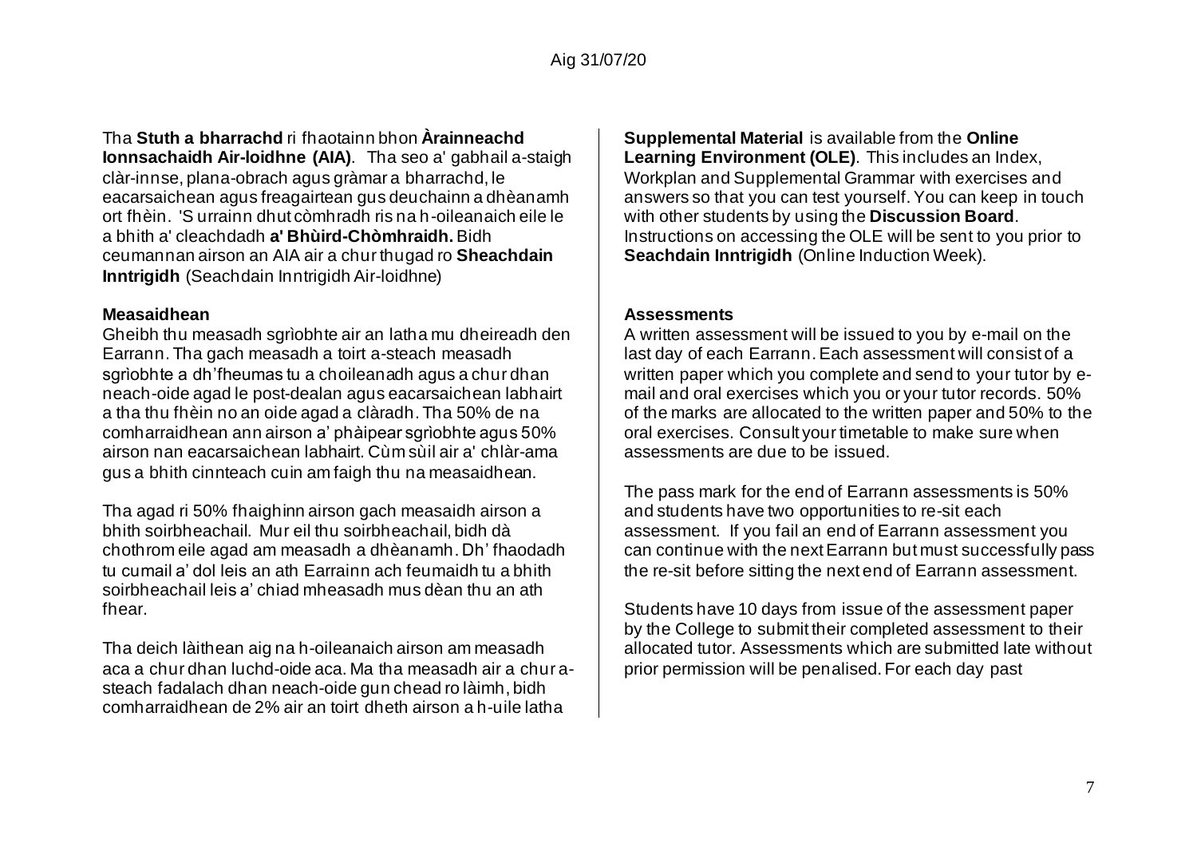Tha **Stuth a bharrachd** ri fhaotainn bhon **Àrainneachd Ionnsachaidh Air-loidhne (AIA)**. Tha seo a' gabhail a-staigh clàr-innse, plana-obrach agus gràmar a bharrachd, le eacarsaichean agus freagairtean gus deuchainn a dhèanamh ort fhèin. 'S urrainn dhut còmhradh ris na h-oileanaich eile le a bhith a' cleachdadh **a' Bhùird-Chòmhraidh.** Bidh ceumannan airson an AIA air a chur thugad ro **Sheachdain Inntrigidh** (Seachdain Inntrigidh Air-loidhne)

### Measaidhean

Gheibh thu measadh sgrìobhte air an latha mu dheireadh den Earrann. Tha gach measadh a toirt a-steach measadh sgrìobhte a dh'fheumas tu a choileanadh agus a chur dhan neach-oide agad le post-dealan agus eacarsaichean labhairt a tha thu fhèin no an oide agad a clàradh. Tha 50% de na comharraidhean ann airson a' phàipear sgrìobhte agus 50% airson nan eacarsaichean labhairt. Cùm sùil air a' chlàr-ama gus a bhith cinnteach cuin am faigh thu na measaidhean.

Tha agad ri 50% fhaighinn airson gach measaidh airson a bhith soirbheachail. Mur eil thu soirbheachail, bidh dà chothrom eile agad am measadh a dhèanamh. Dh' fhaodadh tu cumail a' dol leis an ath Earrainn ach feumaidh tu a bhith soirbheachail leis a' chiad mheasadh mus dèan thu an ath fhear.

Tha deich làithean aig na h-oileanaich airson am measadh aca a chur dhan luchd-oide aca. Ma tha measadh air a chur a-steach fadalach dhan neach-oide gun chead ro làimh, bidh comharraidhean de 2% air an toirt dheth airson a h-uile latha

**Supplemental Material** is available from the **Online Learning Environment (OLE)**. This includes an Index, Workplan and Supplemental Grammar with exercises and answers so that you can test yourself. You can keep in touch with other students by using the **Discussion Board**. Instructions on accessing the OLE will be sent to you prior to **Seachdain Inntrigidh** (Online Induction Week).

### Assessments

A written assessment will be issued to you by e-mail on the last day of each Earrann. Each assessment will consist of a written paper which you complete and send to your tutor by e-mail and oral exercises which you or your tutor records. 50% of the marks are allocated to the written paper and 50% to the oral exercises. Consult your timetable to make sure when assessments are due to be issued.

The pass mark for the end of Earrann assessments is 50% and students have two opportunities to re-sit each assessment. If you fail an end of Earrann assessment you can continue with the next Earrann but must successfully pass the re-sit before sitting the next end of Earrann assessment.

Students have 10 days from issue of the assessment paper by the College to submit their completed assessment to their allocated tutor. Assessments which are submitted late without prior permission will be penalised. For each day past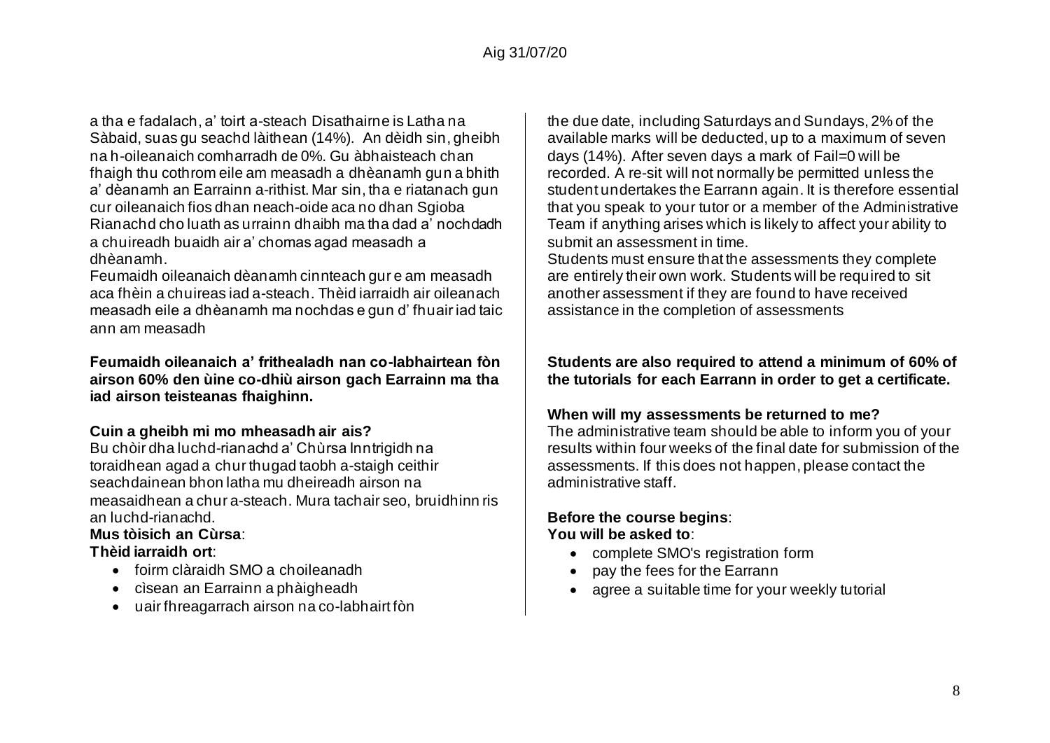a tha e fadalach, a' toirt a-steach Disathairne is Latha na Sàbaid, suas gu seachd làithean (14%). An dèidh sin, gheibh na h-oileanaich comharradh de 0%. Gu àbhaisteach chan fhaigh thu cothrom eile am measadh a dhèanamh gun a bhith a' dèanamh an Earrainn a-rithist. Mar sin, tha e riatanach gun cur oileanaich fios dhan neach-oide aca no dhan Sgioba Rianachd cho luath as urrainn dhaibh ma tha dad a' nochdadh a chuireadh buaidh air a' chomas agad measadh a dhèanamh.

Feumaidh oileanaich dèanamh cinnteach gur e am measadh aca fhèin a chuireas iad a-steach. Thèid iarraidh air oileanach measadh eile a dhèanamh ma nochdas e gun d' fhuair iad taic ann am measadh

**Feumaidh oileanaich a' frithealadh nan co-labhairtean fòn airson 60% den ùine co-dhiù airson gach Earrainn ma tha iad airson teisteanas fhaighinn.**

**Cuin a gheibh mi mo mheasadh air ais?**

Bu chòir dha luchd-rianachd a' Chùrsa Inntrigidh na toraidhean agad a chur thugad taobh a-staigh ceithir seachdainean bhon latha mu dheireadh airson na measaidhean a chur a-steach. Mura tachair seo, bruidhinn ris an luchd-rianachd.

**Mus tòisich an Cùrsa**:

**Thèid iarraidh ort**:

- foirm clàraidh SMO a choileanadh
- cìsean an Earrainn a phàigheadh
- uair fhreagarrach airson na co-labhairt fòn

the due date, including Saturdays and Sundays, 2% of the available marks will be deducted, up to a maximum of seven days (14%). After seven days a mark of Fail=0 will be recorded. A re-sit will not normally be permitted unless the student undertakes the Earrann again. It is therefore essential that you speak to your tutor or a member of the Administrative Team if anything arises which is likely to affect your ability to submit an assessment in time.

Students must ensure that the assessments they complete are entirely their own work. Students will be required to sit another assessment if they are found to have received assistance in the completion of assessments

**Students are also required to attend a minimum of 60% of the tutorials for each Earrann in order to get a certificate.**

**When will my assessments be returned to me?**

The administrative team should be able to inform you of your results within four weeks of the final date for submission of the assessments. If this does not happen, please contact the administrative staff.

**Before the course begins**:

**You will be asked to**:

- complete SMO's registration form
- pay the fees for the Earrann
- agree a suitable time for your weekly tutorial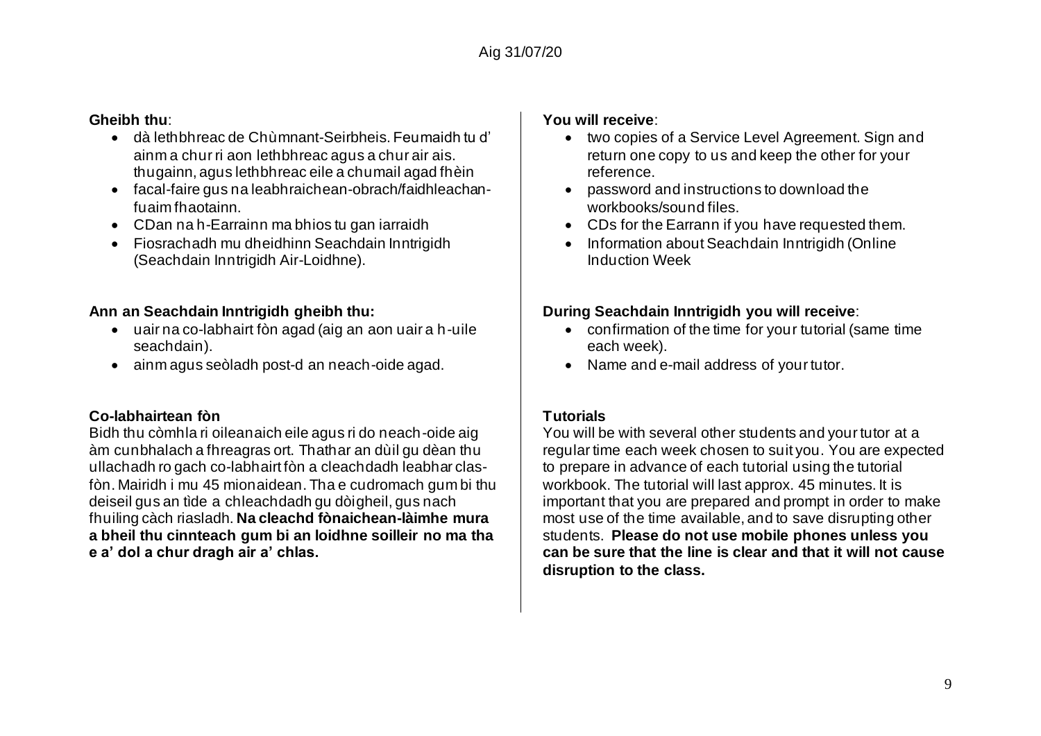**Gheibh thu**:

- dà lethbhreac de Chùmnant-Seirbheis. Feumaidh tu d' ainm a chur ri aon lethbhreac agus a chur air ais. thugainn, agus lethbhreac eile a chumail agad fhèin
- facal-faire gus na leabhraichean-obrach/faidhleachan-fuaim fhaotainn.
- CDan na h-Earrainn ma bhios tu gan iarraidh
- Fiosrachadh mu dheidhinn Seachdain Inntrigidh (Seachdain Inntrigidh Air-Loidhne).

**Ann an Seachdain Inntrigidh gheibh thu:**

- uair na co-labhairt fòn agad (aig an aon uair a h-uile seachdain).
- ainm agus seòladh post-d an neach-oide agad.

**Co-labhairtean fòn**

Bidh thu còmhla ri oileanaich eile agus ri do neach-oide aig àm cunbhalach a fhreagras ort. Thathar an dùil gu dèan thu ullachadh ro gach co-labhairt fòn a cleachdadh leabhar clas-fòn. Mairidh i mu 45 mionaidean. Tha e cudromach gum bi thu deiseil gus an tìde a chleachdadh gu dòigheil, gus nach fhuiling càch riasladh. **Na cleachd fònaichean-làimhe mura a bheil thu cinnteach gum bi an loidhne soilleir no ma tha e a' dol a chur dragh air a' chlas.**

**You will receive**:

- two copies of a Service Level Agreement. Sign and return one copy to us and keep the other for your reference.
- password and instructions to download the workbooks/sound files.
- CDs for the Earrann if you have requested them.
- Information about Seachdain Inntrigidh (Online Induction Week

**During Seachdain Inntrigidh you will receive**:

- confirmation of the time for your tutorial (same time each week).
- Name and e-mail address of your tutor.

**Tutorials**

You will be with several other students and your tutor at a regular time each week chosen to suit you. You are expected to prepare in advance of each tutorial using the tutorial workbook. The tutorial will last approx. 45 minutes. It is important that you are prepared and prompt in order to make most use of the time available, and to save disrupting other students. **Please do not use mobile phones unless you can be sure that the line is clear and that it will not cause disruption to the class.**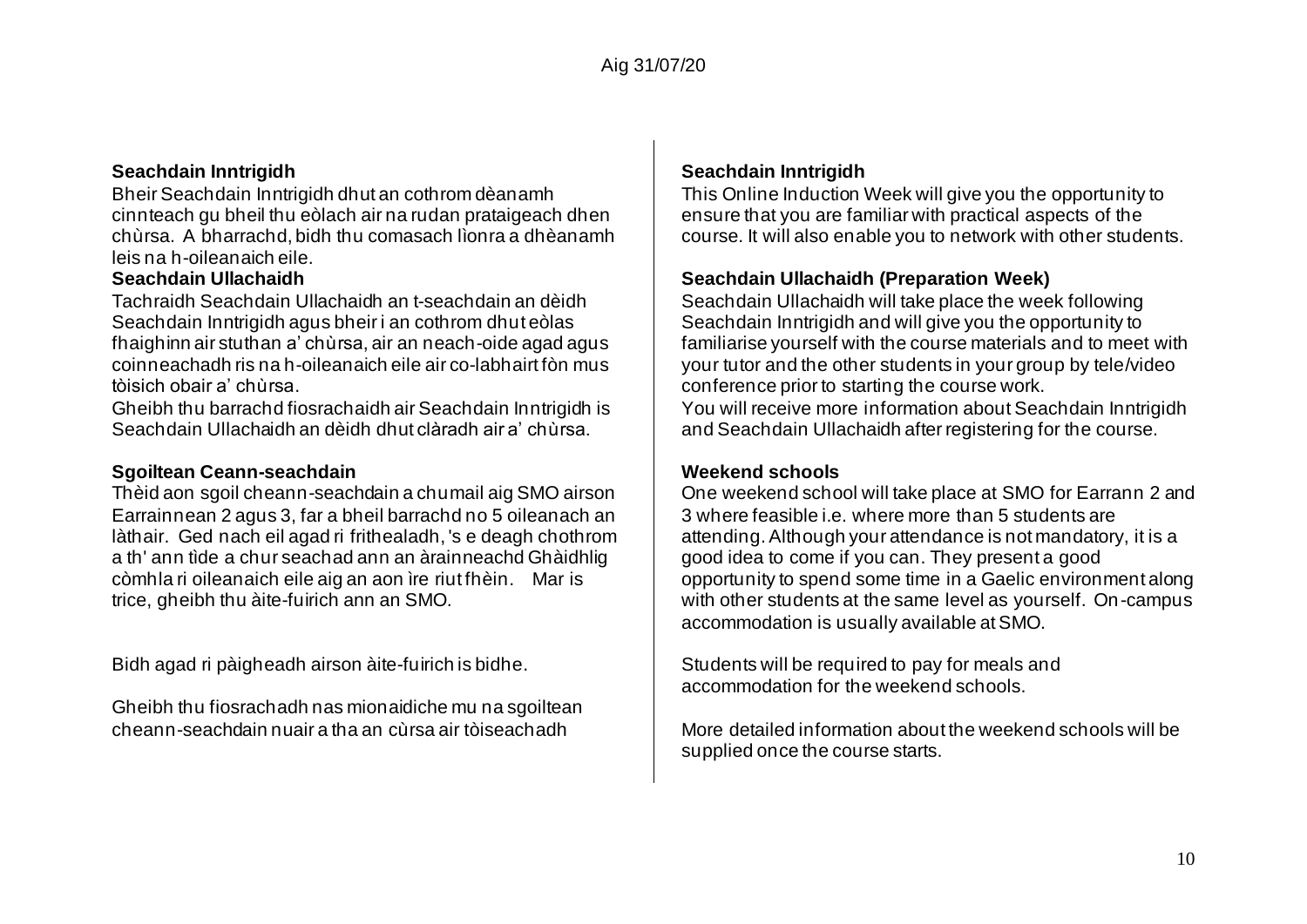Aig 31/07/20

**Seachdain Inntrigidh**

Bheir Seachdain Inntrigidh dhut an cothrom dèanamh cinnteach gu bheil thu eòlach air na rudan prataigeach dhen chùrsa. A bharrachd, bidh thu comasach lìonra a dhèanamh leis na h-oileanaich eile.

**Seachdain Ullachaidh**

Tachraidh Seachdain Ullachaidh an t-seachdain an dèidh Seachdain Inntrigidh agus bheir i an cothrom dhut eòlas fhaighinn air stuthan a' chùrsa, air an neach-oide agad agus coinneachadh ris na h-oileanaich eile air co-labhairt fòn mus tòisich obair a' chùrsa.

Gheibh thu barrachd fiosrachaidh air Seachdain Inntrigidh is Seachdain Ullachaidh an dèidh dhut clàradh air a' chùrsa.

**Sgoiltean Ceann-seachdain**

Thèid aon sgoil cheann-seachdain a chumail aig SMO airson Earrainnean 2 agus 3, far a bheil barrachd no 5 oileanach an làthair. Ged nach eil agad ri frithealadh, 's e deagh chothrom a th' ann tìde a chur seachad ann an àrainneachd Ghàidhlig còmhla ri oileanaich eile aig an aon ìre riut fhèin. Mar is trice, gheibh thu àite-fuirich ann an SMO.

Bidh agad ri pàigheadh airson àite-fuirich is bidhe.

Gheibh thu fiosrachadh nas mionaidiche mu na sgoiltean cheann-seachdain nuair a tha an cùrsa air tòiseachadh

**Seachdain Inntrigidh**

This Online Induction Week will give you the opportunity to ensure that you are familiar with practical aspects of the course. It will also enable you to network with other students.

**Seachdain Ullachaidh (Preparation Week)**

Seachdain Ullachaidh will take place the week following Seachdain Inntrigidh and will give you the opportunity to familiarise yourself with the course materials and to meet with your tutor and the other students in your group by tele/video conference prior to starting the course work.

You will receive more information about Seachdain Inntrigidh and Seachdain Ullachaidh after registering for the course.

**Weekend schools**

One weekend school will take place at SMO for Earrann 2 and 3 where feasible i.e. where more than 5 students are attending. Although your attendance is not mandatory, it is a good idea to come if you can. They present a good opportunity to spend some time in a Gaelic environment along with other students at the same level as yourself. On-campus accommodation is usually available at SMO.

Students will be required to pay for meals and accommodation for the weekend schools.

More detailed information about the weekend schools will be supplied once the course starts.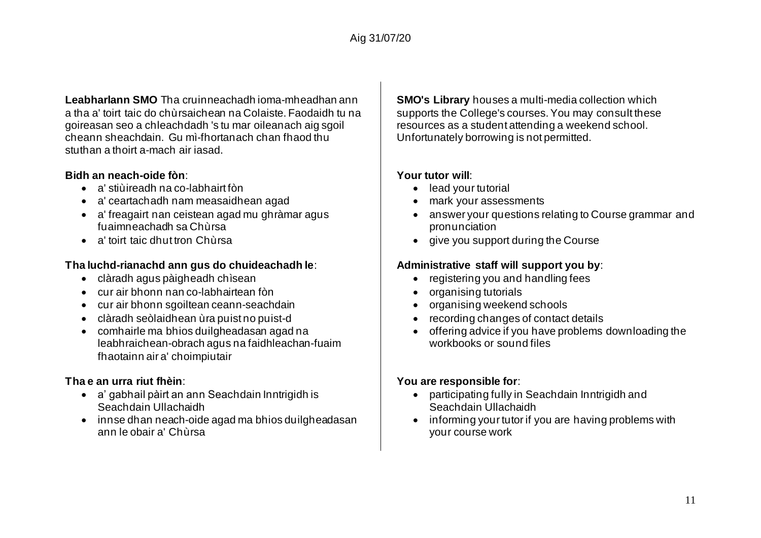**Leabharlann SMO** Tha cruinneachadh ioma-mheadhan ann a tha a' toirt taic do chùrsaichean na Colaiste. Faodaidh tu na goireasan seo a chleachdadh 's tu mar oileanach aig sgoil cheann sheachdain. Gu mì-fhortanach chan fhaod thu stuthan a thoirt a-mach air iasad.

**Bidh an neach-oide fòn**:

- a' stiùireadh na co-labhairt fòn
- a' ceartachadh nam measaidhean agad
- a' freagairt nan ceistean agad mu ghràmar agus fuaimneachadh sa Chùrsa
- a' toirt taic dhut tron Chùrsa

**Tha luchd-rianachd ann gus do chuideachadh le**:

- clàradh agus pàigheadh chìsean
- cur air bhonn nan co-labhairtean fòn
- cur air bhonn sgoiltean ceann-seachdain
- clàradh seòlaidhean ùra puist no puist-d
- comhairle ma bhios duilgheadasan agad na leabhraichean-obrach agus na faidhleachan-fuaim fhaotainn air a' choimpiutair

**Tha e an urra riut fhèin**:

- a' gabhail pàirt an ann Seachdain Inntrigidh is Seachdain Ullachaidh
- innse dhan neach-oide agad ma bhios duilgheadasan ann le obair a' Chùrsa

**SMO's Library** houses a multi-media collection which supports the College's courses. You may consult these resources as a student attending a weekend school. Unfortunately borrowing is not permitted.

**Your tutor will**:

- lead your tutorial
- mark your assessments
- answer your questions relating to Course grammar and pronunciation
- give you support during the Course

**Administrative staff will support you by**:

- registering you and handling fees
- organising tutorials
- organising weekend schools
- recording changes of contact details
- offering advice if you have problems downloading the workbooks or sound files

**You are responsible for**:

- participating fully in Seachdain Inntrigidh and Seachdain Ullachaidh
- informing your tutor if you are having problems with your course work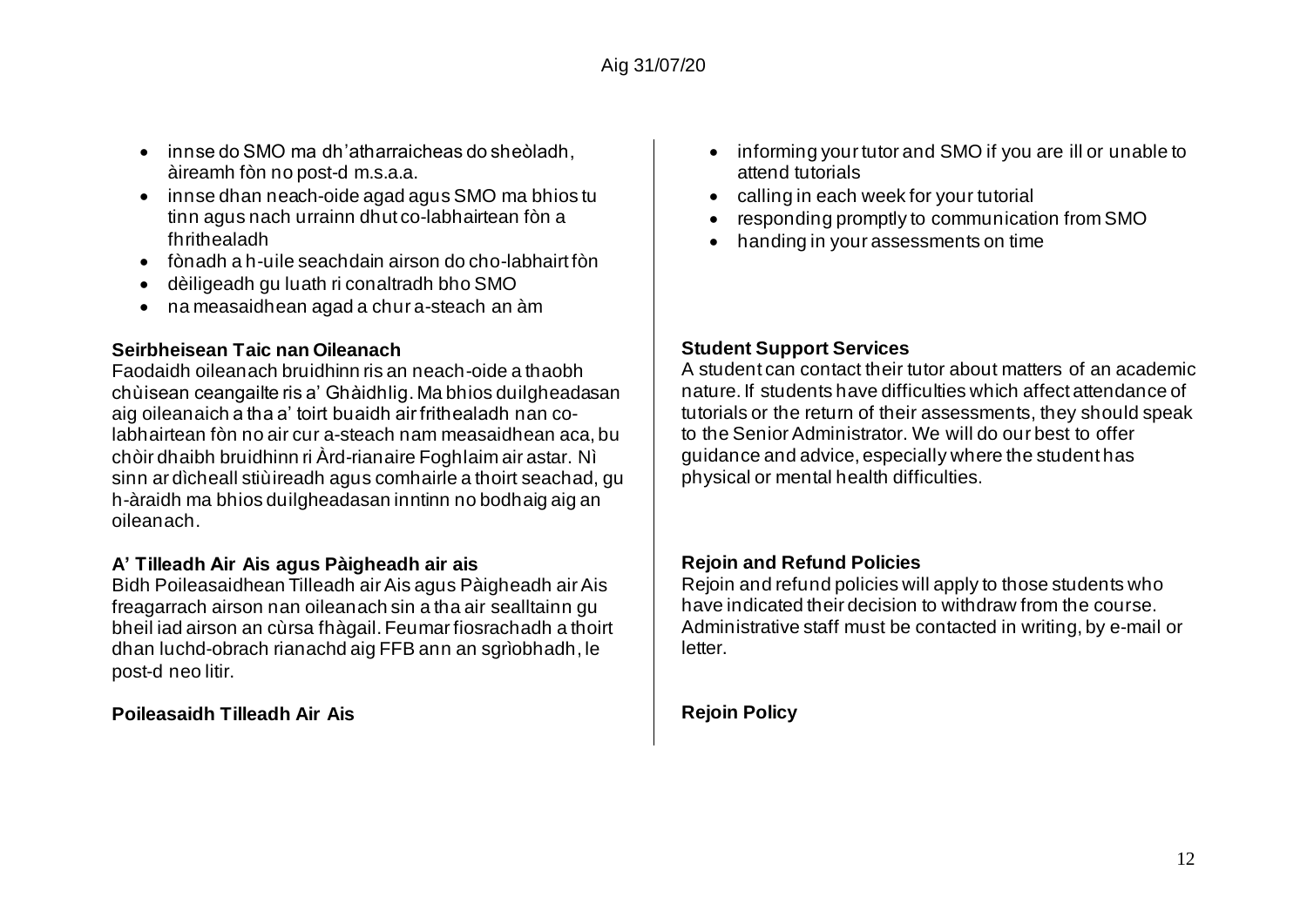- innse do SMO ma dh'atharraicheas do sheòladh, àireamh fòn no post-d m.s.a.a.
- innse dhan neach-oide agad agus SMO ma bhios tu tinn agus nach urrainn dhut co-labhairtean fòn a fhrithealadh
- fònadh a h-uile seachdain airson do cho-labhairt fòn
- dèiligeadh gu luath ri conaltradh bho SMO
- na measaidhean agad a chur a-steach an àm

**Seirbheisean Taic nan Oileanach**
Faodaidh oileanach bruidhinn ris an neach-oide a thaobh chùisean ceangailte ris a' Ghàidhlig. Ma bhios duilgheadasan aig oileanaich a tha a' toirt buaidh air frithealadh nan co-labhairtean fòn no air cur a-steach nam measaidhean aca, bu chòir dhaibh bruidhinn ri Àrd-rianaire Foghlaim air astar. Nì sinn ar dìcheall stiùireadh agus comhairle a thoirt seachad, gu h-àraidh ma bhios duilgheadasan inntinn no bodhaig aig an oileanach.

**A' Tilleadh Air Ais agus Pàigheadh air ais**
Bidh Poileasaidhean Tilleadh air Ais agus Pàigheadh air Ais freagarrach airson nan oileanach sin a tha air sealltainn gu bheil iad airson an cùrsa fhàgail. Feumar fiosrachadh a thoirt dhan luchd-obrach rianachd aig FFB ann an sgrìobhadh, le post-d neo litir.

**Poileasaidh Tilleadh Air Ais**

- informing your tutor and SMO if you are ill or unable to attend tutorials
- calling in each week for your tutorial
- responding promptly to communication from SMO
- handing in your assessments on time

**Student Support Services**
A student can contact their tutor about matters of an academic nature. If students have difficulties which affect attendance of tutorials or the return of their assessments, they should speak to the Senior Administrator. We will do our best to offer guidance and advice, especially where the student has physical or mental health difficulties.

**Rejoin and Refund Policies**
Rejoin and refund policies will apply to those students who have indicated their decision to withdraw from the course. Administrative staff must be contacted in writing, by e-mail or letter.

**Rejoin Policy**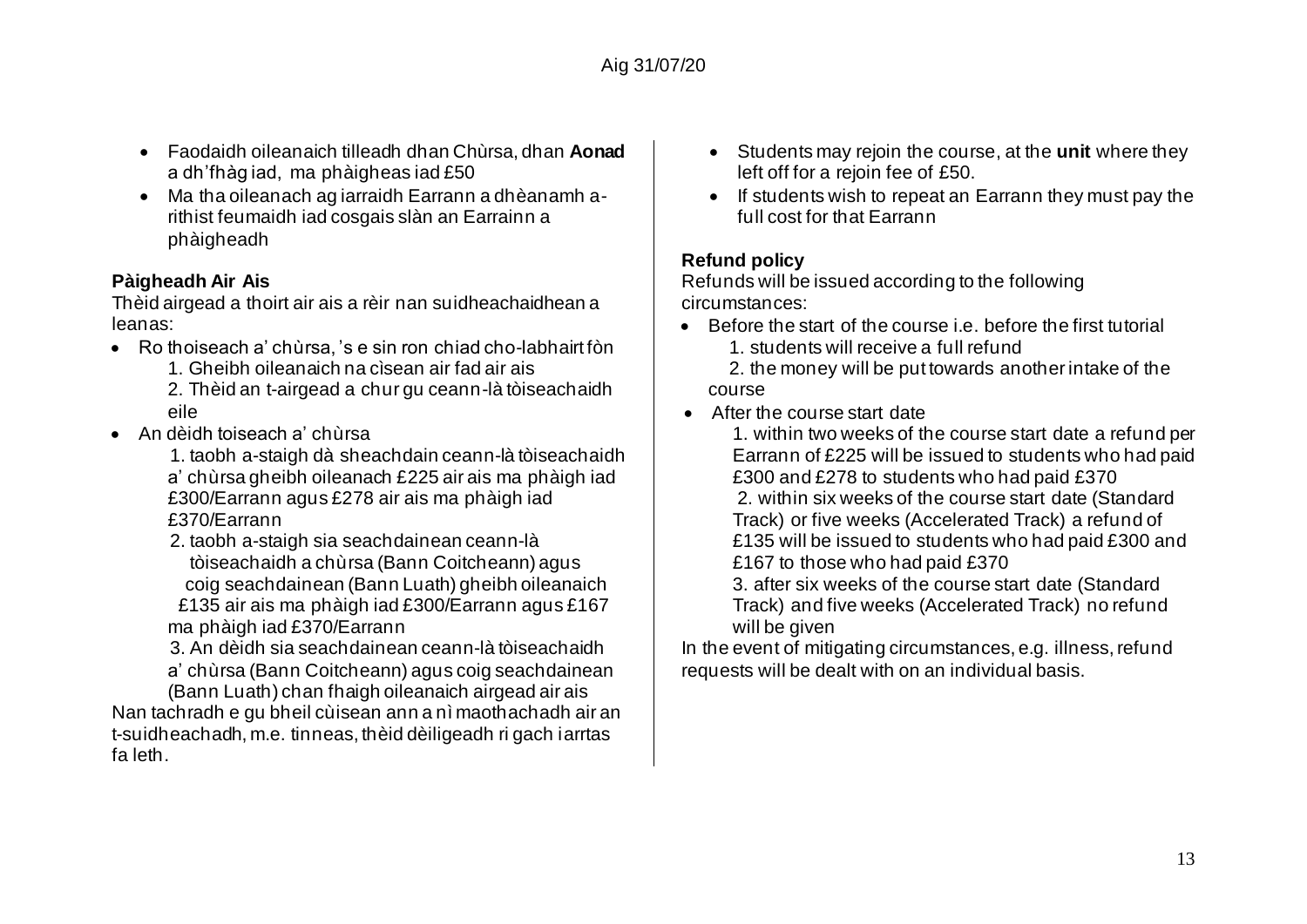Aig 31/07/20

- Faodaidh oileanaich tilleadh dhan Chùrsa, dhan **Aonad** a dh'fhàg iad, ma phàigheas iad £50
- Ma tha oileanach ag iarraidh Earrann a dhèanamh a-rithist feumaidh iad cosgais slàn an Earrainn a phàigheadh

**Pàigheadh Air Ais**

Thèid airgead a thoirt air ais a rèir nan suidheachaidhean a leanas:

- Ro thoiseach a' chùrsa, 's e sin ron chiad cho-labhairt fòn
    1. Gheibh oileanaich na cìsean air fad air ais
    2. Thèid an t-airgead a chur gu ceann-là tòiseachaidh eile
- An dèidh toiseach a' chùrsa
    1. taobh a-staigh dà sheachdain ceann-là tòiseachaidh a' chùrsa gheibh oileanach £225 air ais ma phàigh iad £300/Earrann agus £278 air ais ma phàigh iad £370/Earrann
    2. taobh a-staigh sia seachdainean ceann-là tòiseachaidh a chùrsa (Bann Coitcheann) agus coig seachdainean (Bann Luath) gheibh oileanaich £135 air ais ma phàigh iad £300/Earrann agus £167 ma phàigh iad £370/Earrann
    3. An dèidh sia seachdainean ceann-là tòiseachaidh a' chùrsa (Bann Coitcheann) agus coig seachdainean (Bann Luath) chan fhaigh oileanaich airgead air ais

Nan tachradh e gu bheil cùisean ann a nì maothachadh air an t-suidheachadh, m.e. tinneas, thèid dèiligeadh ri gach iarrtas fa leth.

- Students may rejoin the course, at the **unit** where they left off for a rejoin fee of £50.
- If students wish to repeat an Earrann they must pay the full cost for that Earrann

**Refund policy**

Refunds will be issued according to the following circumstances:

- Before the start of the course i.e. before the first tutorial
    1. students will receive a full refund
    2. the money will be put towards another intake of the course
- After the course start date
    1. within two weeks of the course start date a refund per Earrann of £225 will be issued to students who had paid £300 and £278 to students who had paid £370
    2. within six weeks of the course start date (Standard Track) or five weeks (Accelerated Track) a refund of £135 will be issued to students who had paid £300 and £167 to those who had paid £370
    3. after six weeks of the course start date (Standard Track) and five weeks (Accelerated Track) no refund will be given

In the event of mitigating circumstances, e.g. illness, refund requests will be dealt with on an individual basis.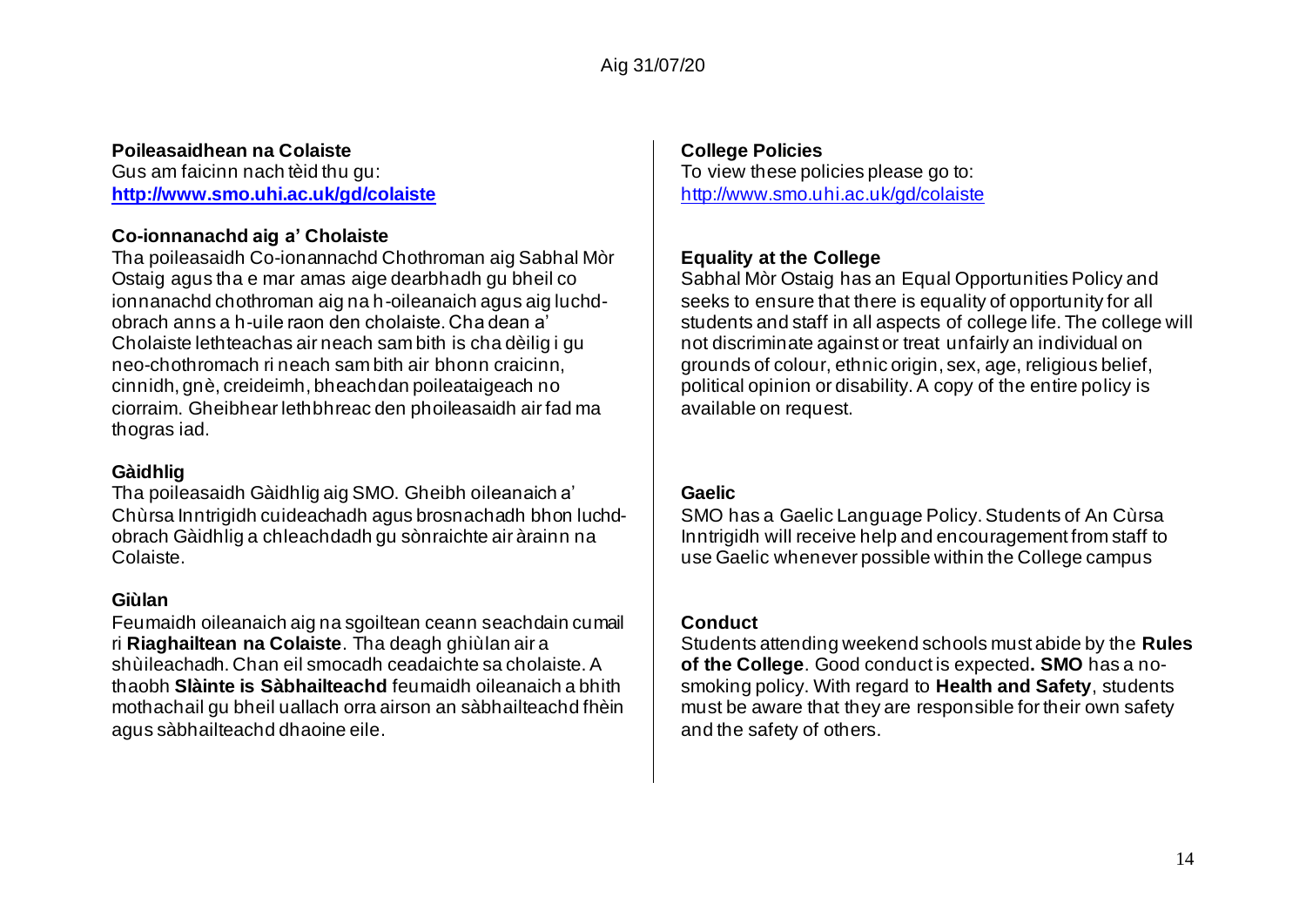Aig 31/07/20

**Poileasaidhean na Colaiste**

Gus am faicinn nach tèid thu gu:
**http://www.smo.uhi.ac.uk/gd/colaiste**

**Co-ionnanachd aig a' Cholaiste**

Tha poileasaidh Co-ionannachd Chothroman aig Sabhal Mòr Ostaig agus tha e mar amas aige dearbhadh gu bheil co ionnanachd chothroman aig na h-oileanaich agus aig luchd-obrach anns a h-uile raon den cholaiste. Cha dean a' Cholaiste lethteachas air neach sam bith is cha dèilig i gu neo-chothromach ri neach sam bith air bhonn craicinn, cinnidh, gnè, creideimh, bheachdan poileataigeach no ciorraim. Gheibhear lethbhreac den phoileasaidh air fad ma thogras iad.

**Gàidhlig**

Tha poileasaidh Gàidhlig aig SMO. Gheibh oileanaich a' Chùrsa Inntrigidh cuideachadh agus brosnachadh bhon luchd-obrach Gàidhlig a chleachdadh gu sònraichte air àrainn na Colaiste.

**Giùlan**

Feumaidh oileanaich aig na sgoiltean ceann seachdain cumail ri **Riaghailtean na Colaiste**. Tha deagh ghiùlan air a shùileachadh. Chan eil smocadh ceadaichte sa cholaiste. A thaobh **Slàinte is Sàbhailteachd** feumaidh oileanaich a bhith mothachail gu bheil uallach orra airson an sàbhailteachd fhèin agus sàbhailteachd dhaoine eile.

**College Policies**

To view these policies please go to:
http://www.smo.uhi.ac.uk/gd/colaiste

**Equality at the College**

Sabhal Mòr Ostaig has an Equal Opportunities Policy and seeks to ensure that there is equality of opportunity for all students and staff in all aspects of college life. The college will not discriminate against or treat unfairly an individual on grounds of colour, ethnic origin, sex, age, religious belief, political opinion or disability. A copy of the entire policy is available on request.

**Gaelic**

SMO has a Gaelic Language Policy. Students of An Cùrsa Inntrigidh will receive help and encouragement from staff to use Gaelic whenever possible within the College campus

**Conduct**

Students attending weekend schools must abide by the **Rules of the College**. Good conduct is expected**. SMO** has a no-smoking policy. With regard to **Health and Safety**, students must be aware that they are responsible for their own safety and the safety of others.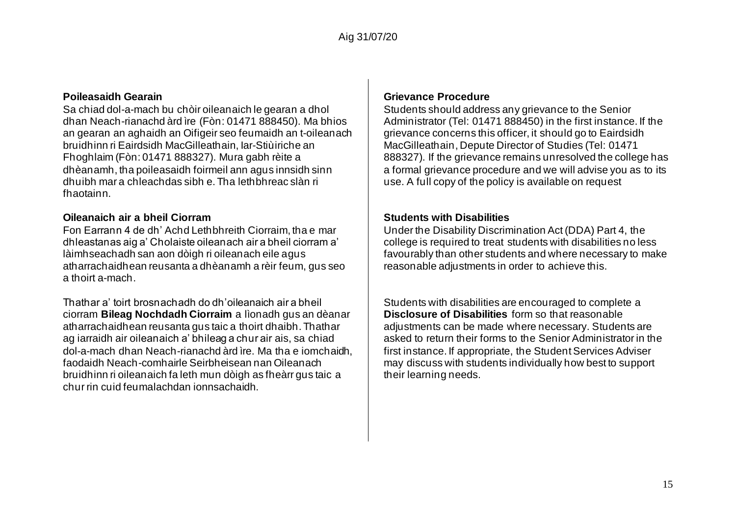Aig 31/07/20

**Poileasaidh Gearain**

Sa chiad dol-a-mach bu chòir oileanaich le gearan a dhol dhan Neach-rianachd àrd ìre (Fòn: 01471 888450). Ma bhios an gearan an aghaidh an Oifigeir seo feumaidh an t-oileanach bruidhinn ri Eairdsidh MacGilleathain, Iar-Stiùiriche an Fhoghlaim (Fòn: 01471 888327). Mura gabh rèite a dhèanamh, tha poileasaidh foirmeil ann agus innsidh sinn dhuibh mar a chleachdas sibh e. Tha lethbhreac slàn ri fhaotainn.

**Oileanaich air a bheil Ciorram**

Fon Earrann 4 de dh' Achd Lethbhreith Ciorraim, tha e mar dhleastanas aig a' Cholaiste oileanach air a bheil ciorram a' làimhseachadh san aon dòigh ri oileanach eile agus atharrachaidhean reusanta a dhèanamh a rèir feum, gus seo a thoirt a-mach.

Thathar a' toirt brosnachadh do dh'oileanaich air a bheil ciorram **Bileag Nochdadh Ciorraim** a lìonadh gus an dèanar atharrachaidhean reusanta gus taic a thoirt dhaibh. Thathar ag iarraidh air oileanaich a' bhileag a chur air ais, sa chiad dol-a-mach dhan Neach-rianachd àrd ìre. Ma tha e iomchaidh, faodaidh Neach-comhairle Seirbheisean nan Oileanach bruidhinn ri oileanaich fa leth mun dòigh as fheàrr gus taic a chur rin cuid feumalachdan ionnsachaidh.

**Grievance Procedure**

Students should address any grievance to the Senior Administrator (Tel: 01471 888450) in the first instance. If the grievance concerns this officer, it should go to Eairdsidh MacGilleathain, Depute Director of Studies (Tel: 01471 888327). If the grievance remains unresolved the college has a formal grievance procedure and we will advise you as to its use. A full copy of the policy is available on request

**Students with Disabilities**

Under the Disability Discrimination Act (DDA) Part 4, the college is required to treat students with disabilities no less favourably than other students and where necessary to make reasonable adjustments in order to achieve this.

Students with disabilities are encouraged to complete a **Disclosure of Disabilities** form so that reasonable adjustments can be made where necessary. Students are asked to return their forms to the Senior Administrator in the first instance. If appropriate, the Student Services Adviser may discuss with students individually how best to support their learning needs.